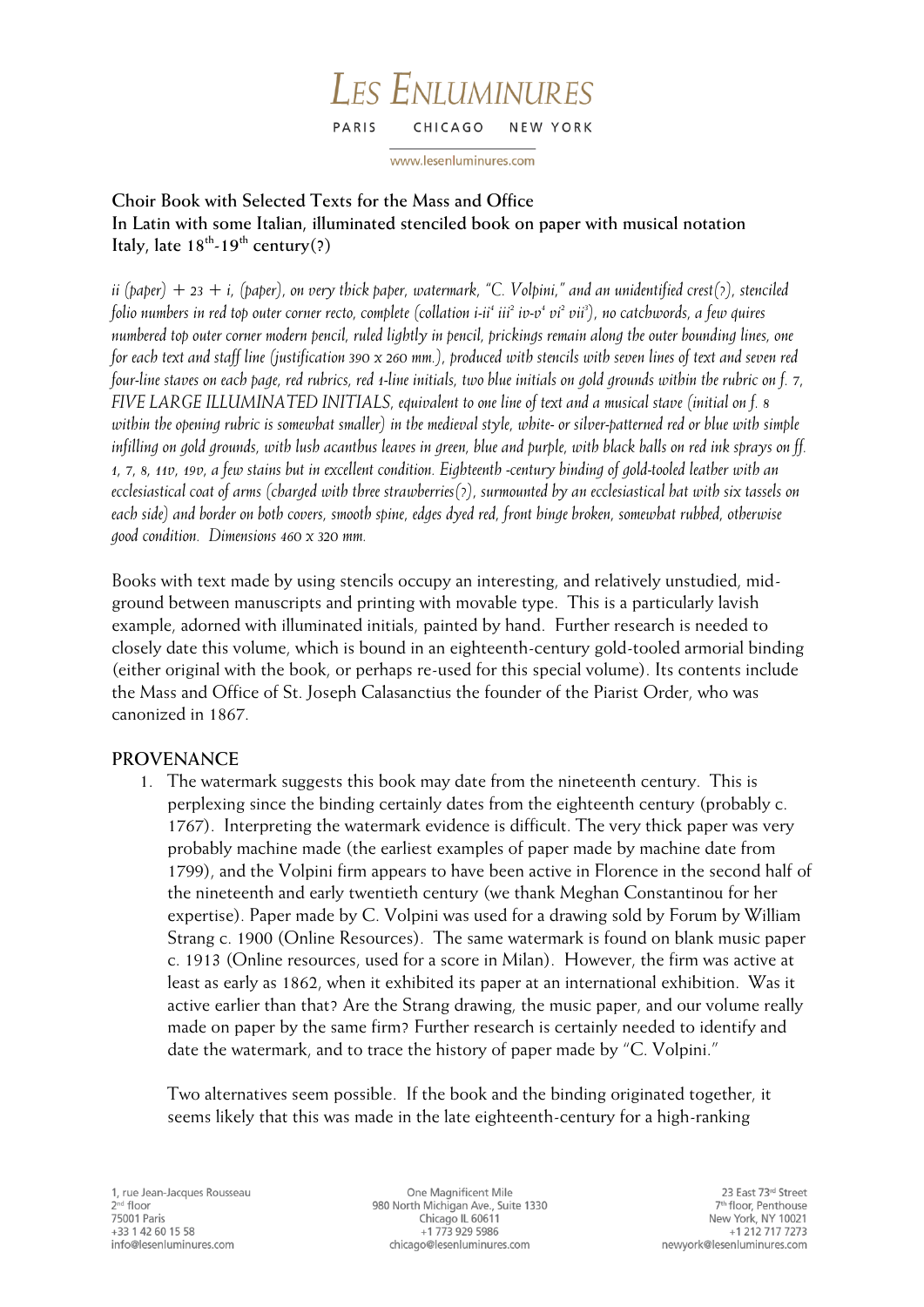# LES ENLUMINURES

PARIS CHICAGO NEW YORK

www.lesenluminures.com

**Choir Book with Selected Texts for the Mass and Office**
**In Latin with some Italian, illuminated stenciled book on paper with musical notation**
**Italy, late 18th-19th century(?)**

*ii (paper) + 23 + i, (paper), on very thick paper, watermark, "C. Volpini," and an unidentified crest(?), stenciled folio numbers in red top outer corner recto, complete (collation i-ii⁴ iii² iv-v⁴ vi² vii³), no catchwords, a few quires numbered top outer corner modern pencil, ruled lightly in pencil, prickings remain along the outer bounding lines, one for each text and staff line (justification 390 x 260 mm.), produced with stencils with seven lines of text and seven red four-line staves on each page, red rubrics, red 1-line initials, two blue initials on gold grounds within the rubric on f. 7, FIVE LARGE ILLUMINATED INITIALS, equivalent to one line of text and a musical stave (initial on f. 8 within the opening rubric is somewhat smaller) in the medieval style, white- or silver-patterned red or blue with simple infilling on gold grounds, with lush acanthus leaves in green, blue and purple, with black balls on red ink sprays on ff. 1, 7, 8, 11v, 19v, a few stains but in excellent condition. Eighteenth -century binding of gold-tooled leather with an ecclesiastical coat of arms (charged with three strawberries(?), surmounted by an ecclesiastical hat with six tassels on each side) and border on both covers, smooth spine, edges dyed red, front hinge broken, somewhat rubbed, otherwise good condition. Dimensions 460 x 320 mm.*

Books with text made by using stencils occupy an interesting, and relatively unstudied, mid-ground between manuscripts and printing with movable type. This is a particularly lavish example, adorned with illuminated initials, painted by hand. Further research is needed to closely date this volume, which is bound in an eighteenth-century gold-tooled armorial binding (either original with the book, or perhaps re-used for this special volume). Its contents include the Mass and Office of St. Joseph Calasanctius the founder of the Piarist Order, who was canonized in 1867.

## PROVENANCE

1. The watermark suggests this book may date from the nineteenth century. This is perplexing since the binding certainly dates from the eighteenth century (probably c. 1767). Interpreting the watermark evidence is difficult. The very thick paper was very probably machine made (the earliest examples of paper made by machine date from 1799), and the Volpini firm appears to have been active in Florence in the second half of the nineteenth and early twentieth century (we thank Meghan Constantinou for her expertise). Paper made by C. Volpini was used for a drawing sold by Forum by William Strang c. 1900 (Online Resources). The same watermark is found on blank music paper c. 1913 (Online resources, used for a score in Milan). However, the firm was active at least as early as 1862, when it exhibited its paper at an international exhibition. Was it active earlier than that? Are the Strang drawing, the music paper, and our volume really made on paper by the same firm? Further research is certainly needed to identify and date the watermark, and to trace the history of paper made by "C. Volpini."

   Two alternatives seem possible. If the book and the binding originated together, it seems likely that this was made in the late eighteenth-century for a high-ranking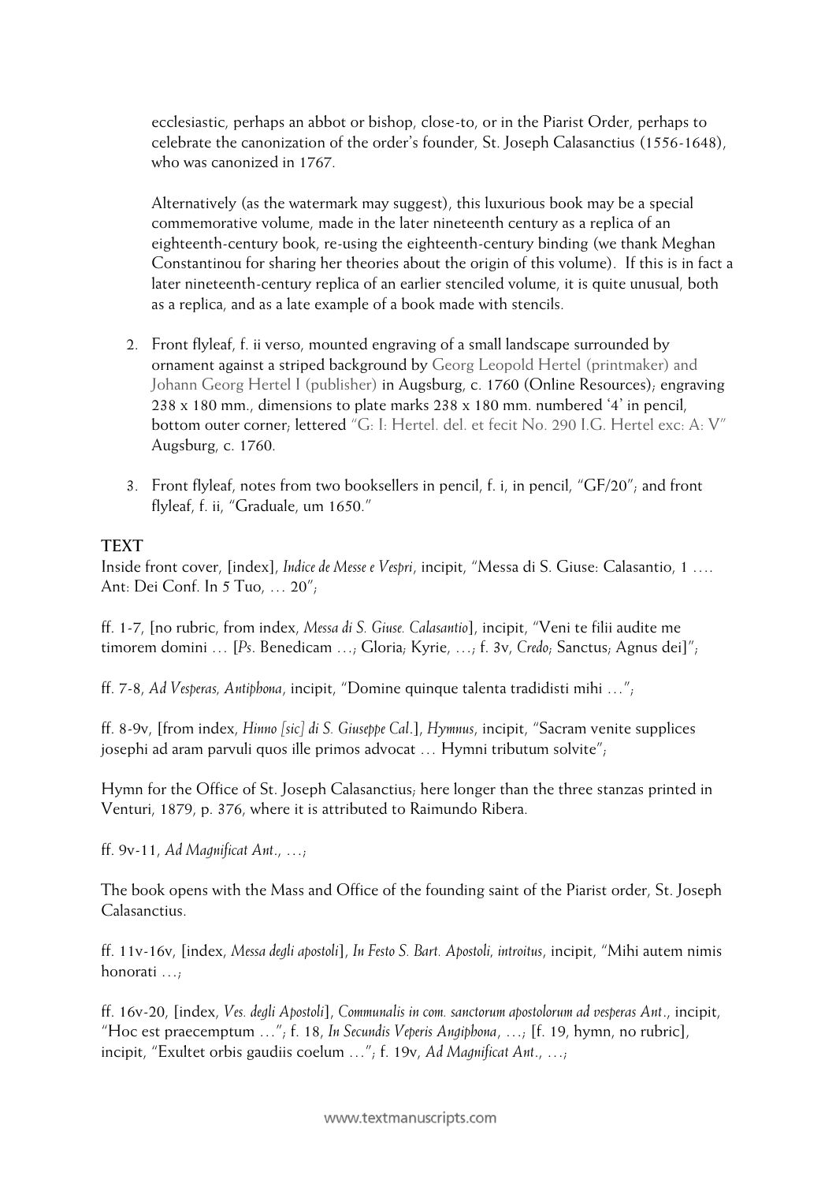ecclesiastic, perhaps an abbot or bishop, close-to, or in the Piarist Order, perhaps to celebrate the canonization of the order's founder, St. Joseph Calasanctius (1556-1648), who was canonized in 1767.

Alternatively (as the watermark may suggest), this luxurious book may be a special commemorative volume, made in the later nineteenth century as a replica of an eighteenth-century book, re-using the eighteenth-century binding (we thank Meghan Constantinou for sharing her theories about the origin of this volume). If this is in fact a later nineteenth-century replica of an earlier stenciled volume, it is quite unusual, both as a replica, and as a late example of a book made with stencils.

2. Front flyleaf, f. ii verso, mounted engraving of a small landscape surrounded by ornament against a striped background by Georg Leopold Hertel (printmaker) and Johann Georg Hertel I (publisher) in Augsburg, c. 1760 (Online Resources); engraving 238 x 180 mm., dimensions to plate marks 238 x 180 mm. numbered '4' in pencil, bottom outer corner; lettered "G: I: Hertel. del. et fecit No. 290 I.G. Hertel exc: A: V" Augsburg, c. 1760.

3. Front flyleaf, notes from two booksellers in pencil, f. i, in pencil, "GF/20"; and front flyleaf, f. ii, "Graduale, um 1650."

**TEXT**

Inside front cover, [index], *Indice de Messe e Vespri*, incipit, "Messa di S. Giuse: Calasantio, 1 …. Ant: Dei Conf. In 5 Tuo, … 20";

ff. 1-7, [no rubric, from index, *Messa di S. Giuse. Calasantio*], incipit, "Veni te filii audite me timorem domini … [*Ps*. Benedicam …; Gloria; Kyrie, …; f. 3v, *Credo*; Sanctus; Agnus dei]";

ff. 7-8, *Ad Vesperas, Antiphona*, incipit, "Domine quinque talenta tradidisti mihi …";

ff. 8-9v, [from index, *Hinno [sic] di S. Giuseppe Cal*.], *Hymnus*, incipit, "Sacram venite supplices josephi ad aram parvuli quos ille primos advocat … Hymni tributum solvite";

Hymn for the Office of St. Joseph Calasanctius; here longer than the three stanzas printed in Venturi, 1879, p. 376, where it is attributed to Raimundo Ribera.

ff. 9v-11, *Ad Magnificat Ant*., …;

The book opens with the Mass and Office of the founding saint of the Piarist order, St. Joseph Calasanctius.

ff. 11v-16v, [index, *Messa degli apostoli*], *In Festo S. Bart. Apostoli, introitus*, incipit, "Mihi autem nimis honorati …;

ff. 16v-20, [index, *Ves. degli Apostoli*], *Communalis in com. sanctorum apostolorum ad vesperas Ant*., incipit, "Hoc est praecemptum …"; f. 18, *In Secundis Veperis Angiphona*, …; [f. 19, hymn, no rubric], incipit, "Exultet orbis gaudiis coelum …"; f. 19v, *Ad Magnificat Ant*., …;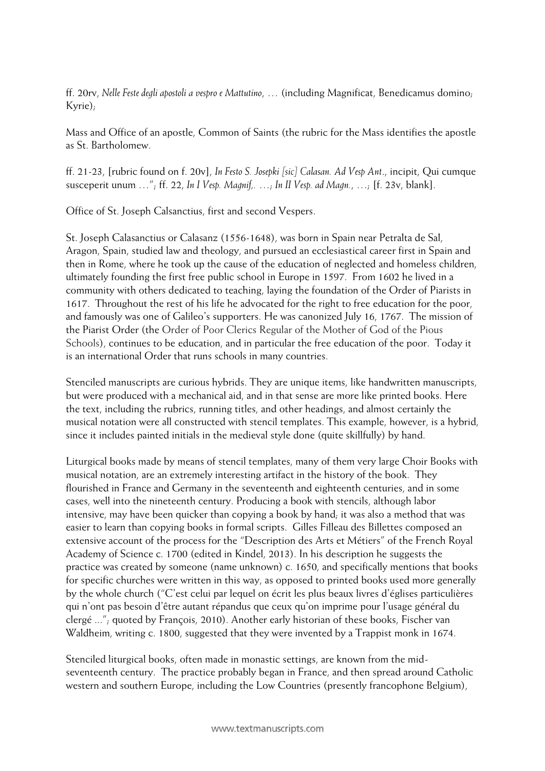ff. 20rv, *Nelle Feste degli apostoli a vespro e Mattutino*, … (including Magnificat, Benedicamus domino; Kyrie);

Mass and Office of an apostle, Common of Saints (the rubric for the Mass identifies the apostle as St. Bartholomew.

ff. 21-23, [rubric found on f. 20v], *In Festo S. Josepki [sic] Calasan. Ad Vesp Ant*., incipit, Qui cumque susceperit unum …"; ff. 22, *In I Vesp. Magnif,.* …; *In II Vesp. ad Magn.*, …; [f. 23v, blank].

Office of St. Joseph Calsanctius, first and second Vespers.

St. Joseph Calasanctius or Calasanz (1556-1648), was born in Spain near Petralta de Sal, Aragon, Spain, studied law and theology, and pursued an ecclesiastical career first in Spain and then in Rome, where he took up the cause of the education of neglected and homeless children, ultimately founding the first free public school in Europe in 1597. From 1602 he lived in a community with others dedicated to teaching, laying the foundation of the Order of Piarists in 1617. Throughout the rest of his life he advocated for the right to free education for the poor, and famously was one of Galileo's supporters. He was canonized July 16, 1767. The mission of the Piarist Order (the Order of Poor Clerics Regular of the Mother of God of the Pious Schools), continues to be education, and in particular the free education of the poor. Today it is an international Order that runs schools in many countries.

Stenciled manuscripts are curious hybrids. They are unique items, like handwritten manuscripts, but were produced with a mechanical aid, and in that sense are more like printed books. Here the text, including the rubrics, running titles, and other headings, and almost certainly the musical notation were all constructed with stencil templates. This example, however, is a hybrid, since it includes painted initials in the medieval style done (quite skillfully) by hand.

Liturgical books made by means of stencil templates, many of them very large Choir Books with musical notation, are an extremely interesting artifact in the history of the book. They flourished in France and Germany in the seventeenth and eighteenth centuries, and in some cases, well into the nineteenth century. Producing a book with stencils, although labor intensive, may have been quicker than copying a book by hand; it was also a method that was easier to learn than copying books in formal scripts. Gilles Filleau des Billettes composed an extensive account of the process for the "Description des Arts et Métiers" of the French Royal Academy of Science c. 1700 (edited in Kindel, 2013). In his description he suggests the practice was created by someone (name unknown) c. 1650, and specifically mentions that books for specific churches were written in this way, as opposed to printed books used more generally by the whole church ("C'est celui par lequel on écrit les plus beaux livres d'églises particulières qui n'ont pas besoin d'être autant répandus que ceux qu'on imprime pour l'usage général du clergé ..."; quoted by François, 2010). Another early historian of these books, Fischer van Waldheim, writing c. 1800, suggested that they were invented by a Trappist monk in 1674.

Stenciled liturgical books, often made in monastic settings, are known from the mid-seventeenth century. The practice probably began in France, and then spread around Catholic western and southern Europe, including the Low Countries (presently francophone Belgium),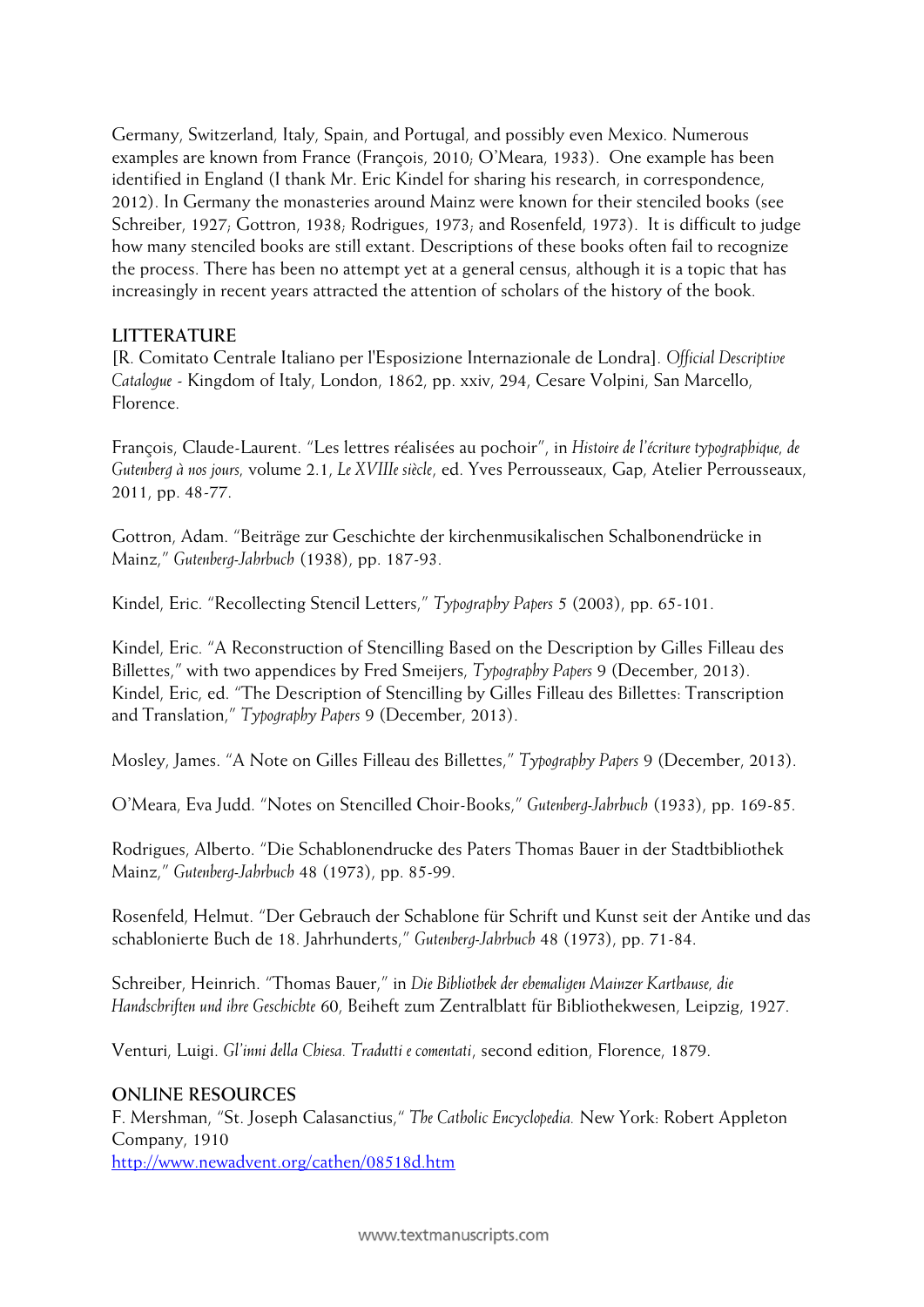Germany, Switzerland, Italy, Spain, and Portugal, and possibly even Mexico. Numerous examples are known from France (François, 2010; O'Meara, 1933). One example has been identified in England (I thank Mr. Eric Kindel for sharing his research, in correspondence, 2012). In Germany the monasteries around Mainz were known for their stenciled books (see Schreiber, 1927; Gottron, 1938; Rodrigues, 1973; and Rosenfeld, 1973). It is difficult to judge how many stenciled books are still extant. Descriptions of these books often fail to recognize the process. There has been no attempt yet at a general census, although it is a topic that has increasingly in recent years attracted the attention of scholars of the history of the book.

## LITTERATURE

[R. Comitato Centrale Italiano per l'Esposizione Internazionale de Londra]. *Official Descriptive Catalogue* - Kingdom of Italy, London, 1862, pp. xxiv, 294, Cesare Volpini, San Marcello, Florence.

François, Claude-Laurent. "Les lettres réalisées au pochoir", in *Histoire de l'écriture typographique, de Gutenberg à nos jours*, volume 2.1, *Le XVIIIe siècle*, ed. Yves Perrousseaux, Gap, Atelier Perrousseaux, 2011, pp. 48-77.

Gottron, Adam. "Beiträge zur Geschichte der kirchenmusikalischen Schalbonendrücke in Mainz," *Gutenberg-Jahrbuch* (1938), pp. 187-93.

Kindel, Eric. "Recollecting Stencil Letters," *Typography Papers* 5 (2003), pp. 65-101.

Kindel, Eric. "A Reconstruction of Stencilling Based on the Description by Gilles Filleau des Billettes," with two appendices by Fred Smeijers, *Typography Papers* 9 (December, 2013).
Kindel, Eric, ed. "The Description of Stencilling by Gilles Filleau des Billettes: Transcription and Translation," *Typography Papers* 9 (December, 2013).

Mosley, James. "A Note on Gilles Filleau des Billettes," *Typography Papers* 9 (December, 2013).

O'Meara, Eva Judd. "Notes on Stencilled Choir-Books," *Gutenberg-Jahrbuch* (1933), pp. 169-85.

Rodrigues, Alberto. "Die Schablonendrucke des Paters Thomas Bauer in der Stadtbibliothek Mainz," *Gutenberg-Jahrbuch* 48 (1973), pp. 85-99.

Rosenfeld, Helmut. "Der Gebrauch der Schablone für Schrift und Kunst seit der Antike und das schablonierte Buch de 18. Jahrhunderts," *Gutenberg-Jahrbuch* 48 (1973), pp. 71-84.

Schreiber, Heinrich. "Thomas Bauer," in *Die Bibliothek der ehemaligen Mainzer Karthause, die Handschriften und ihre Geschichte* 60, Beiheft zum Zentralblatt für Bibliothekwesen, Leipzig, 1927.

Venturi, Luigi. *Gl'inni della Chiesa. Tradutti e comentati*, second edition, Florence, 1879.

## ONLINE RESOURCES

F. Mershman, "St. Joseph Calasanctius," *The Catholic Encyclopedia.* New York: Robert Appleton Company, 1910
[http://www.newadvent.org/cathen/08518d.htm](http://www.newadvent.org/cathen/08518d.htm)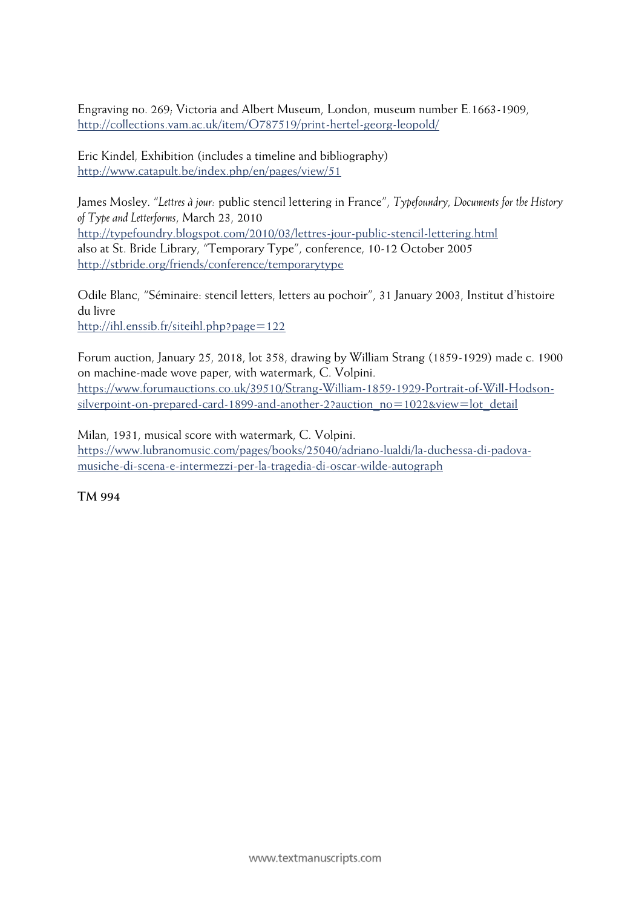Engraving no. 269; Victoria and Albert Museum, London, museum number E.1663-1909, http://collections.vam.ac.uk/item/O787519/print-hertel-georg-leopold/

Eric Kindel, Exhibition (includes a timeline and bibliography) http://www.catapult.be/index.php/en/pages/view/51

James Mosley. "*Lettres à jour:* public stencil lettering in France", *Typefoundry, Documents for the History of Type and Letterforms*, March 23, 2010
http://typefoundry.blogspot.com/2010/03/lettres-jour-public-stencil-lettering.html
also at St. Bride Library, "Temporary Type", conference, 10-12 October 2005
http://stbride.org/friends/conference/temporarytype

Odile Blanc, "Séminaire: stencil letters, letters au pochoir", 31 January 2003, Institut d'histoire du livre
http://ihl.enssib.fr/siteihl.php?page=122

Forum auction, January 25, 2018, lot 358, drawing by William Strang (1859-1929) made c. 1900 on machine-made wove paper, with watermark, C. Volpini.
https://www.forumauctions.co.uk/39510/Strang-William-1859-1929-Portrait-of-Will-Hodson-silverpoint-on-prepared-card-1899-and-another-2?auction_no=1022&view=lot_detail

Milan, 1931, musical score with watermark, C. Volpini.
https://www.lubranomusic.com/pages/books/25040/adriano-lualdi/la-duchessa-di-padova-musiche-di-scena-e-intermezzi-per-la-tragedia-di-oscar-wilde-autograph

**TM 994**